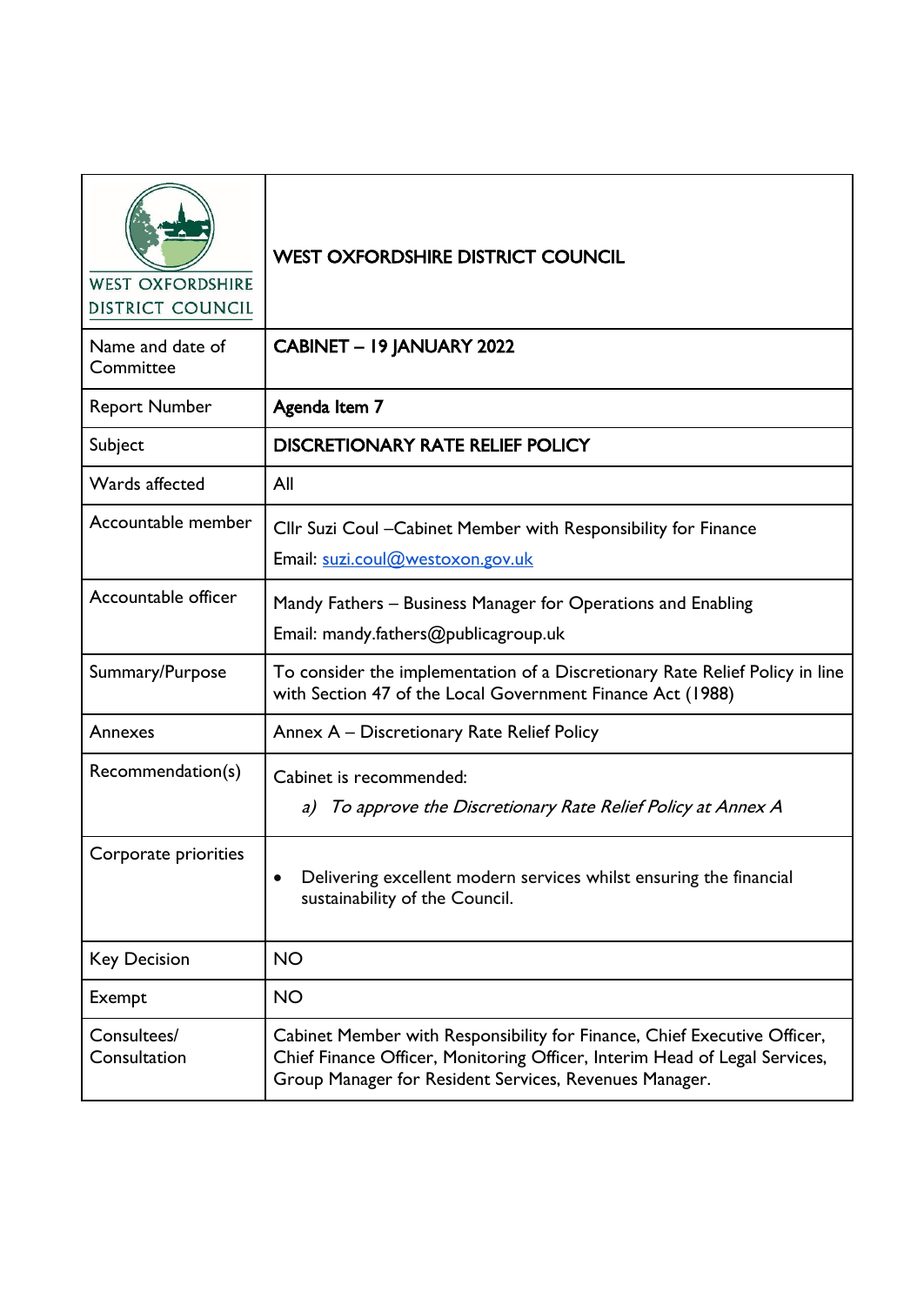| WEST OXFORDSHIRE DISTRICT COUNCIL | **WEST OXFORDSHIRE DISTRICT COUNCIL** |
| --- | --- |
| Name and date of Committee | **CABINET – 19 JANUARY 2022** |
| Report Number | **Agenda Item 7** |
| Subject | **DISCRETIONARY RATE RELIEF POLICY** |
| Wards affected | All |
| Accountable member | Cllr Suzi Coul –Cabinet Member with Responsibility for Finance<br>Email: suzi.coul@westoxon.gov.uk |
| Accountable officer | Mandy Fathers – Business Manager for Operations and Enabling<br>Email: mandy.fathers@publicagroup.uk |
| Summary/Purpose | To consider the implementation of a Discretionary Rate Relief Policy in line with Section 47 of the Local Government Finance Act (1988) |
| Annexes | Annex A – Discretionary Rate Relief Policy |
| Recommendation(s) | Cabinet is recommended:<br>*a) To approve the Discretionary Rate Relief Policy at Annex A* |
| Corporate priorities | • Delivering excellent modern services whilst ensuring the financial sustainability of the Council. |
| Key Decision | NO |
| Exempt | NO |
| Consultees/ Consultation | Cabinet Member with Responsibility for Finance, Chief Executive Officer, Chief Finance Officer, Monitoring Officer, Interim Head of Legal Services, Group Manager for Resident Services, Revenues Manager. |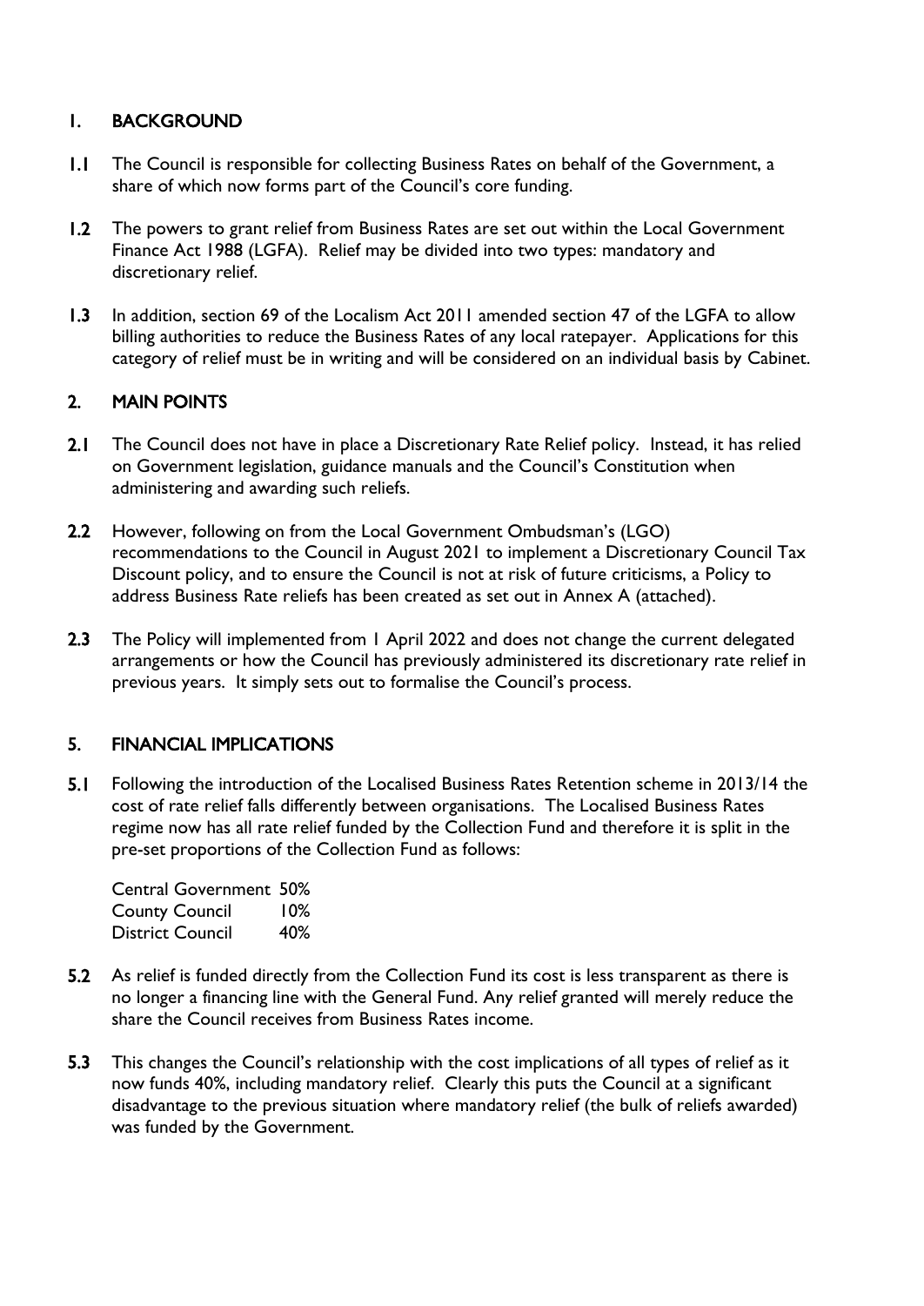## 1. BACKGROUND

1.1 The Council is responsible for collecting Business Rates on behalf of the Government, a share of which now forms part of the Council's core funding.

1.2 The powers to grant relief from Business Rates are set out within the Local Government Finance Act 1988 (LGFA). Relief may be divided into two types: mandatory and discretionary relief.

1.3 In addition, section 69 of the Localism Act 2011 amended section 47 of the LGFA to allow billing authorities to reduce the Business Rates of any local ratepayer. Applications for this category of relief must be in writing and will be considered on an individual basis by Cabinet.

## 2. MAIN POINTS

2.1 The Council does not have in place a Discretionary Rate Relief policy. Instead, it has relied on Government legislation, guidance manuals and the Council's Constitution when administering and awarding such reliefs.

2.2 However, following on from the Local Government Ombudsman's (LGO) recommendations to the Council in August 2021 to implement a Discretionary Council Tax Discount policy, and to ensure the Council is not at risk of future criticisms, a Policy to address Business Rate reliefs has been created as set out in Annex A (attached).

2.3 The Policy will implemented from 1 April 2022 and does not change the current delegated arrangements or how the Council has previously administered its discretionary rate relief in previous years. It simply sets out to formalise the Council's process.

## 5. FINANCIAL IMPLICATIONS

5.1 Following the introduction of the Localised Business Rates Retention scheme in 2013/14 the cost of rate relief falls differently between organisations. The Localised Business Rates regime now has all rate relief funded by the Collection Fund and therefore it is split in the pre-set proportions of the Collection Fund as follows:

| | |
|---|---|
| Central Government | 50% |
| County Council | 10% |
| District Council | 40% |

5.2 As relief is funded directly from the Collection Fund its cost is less transparent as there is no longer a financing line with the General Fund. Any relief granted will merely reduce the share the Council receives from Business Rates income.

5.3 This changes the Council's relationship with the cost implications of all types of relief as it now funds 40%, including mandatory relief. Clearly this puts the Council at a significant disadvantage to the previous situation where mandatory relief (the bulk of reliefs awarded) was funded by the Government.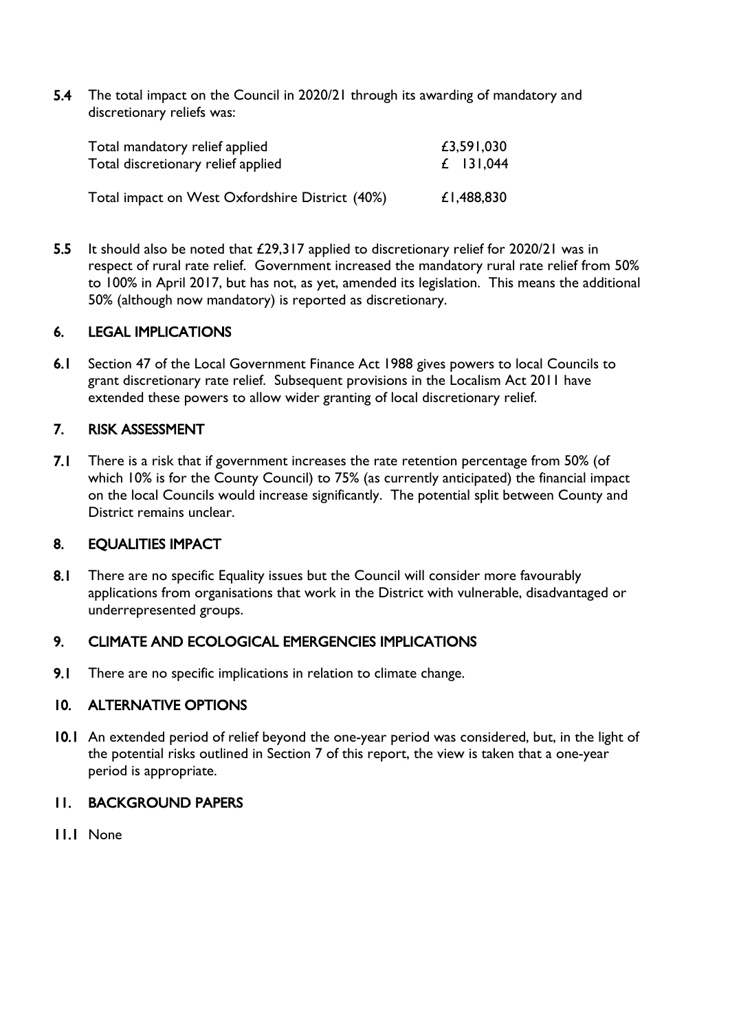**5.4** The total impact on the Council in 2020/21 through its awarding of mandatory and discretionary reliefs was:

| | |
|---|---|
| Total mandatory relief applied | £3,591,030 |
| Total discretionary relief applied | £ 131,044 |
| Total impact on West Oxfordshire District (40%) | £1,488,830 |

**5.5** It should also be noted that £29,317 applied to discretionary relief for 2020/21 was in respect of rural rate relief. Government increased the mandatory rural rate relief from 50% to 100% in April 2017, but has not, as yet, amended its legislation. This means the additional 50% (although now mandatory) is reported as discretionary.

## 6. LEGAL IMPLICATIONS

**6.1** Section 47 of the Local Government Finance Act 1988 gives powers to local Councils to grant discretionary rate relief. Subsequent provisions in the Localism Act 2011 have extended these powers to allow wider granting of local discretionary relief.

## 7. RISK ASSESSMENT

**7.1** There is a risk that if government increases the rate retention percentage from 50% (of which 10% is for the County Council) to 75% (as currently anticipated) the financial impact on the local Councils would increase significantly. The potential split between County and District remains unclear.

## 8. EQUALITIES IMPACT

**8.1** There are no specific Equality issues but the Council will consider more favourably applications from organisations that work in the District with vulnerable, disadvantaged or underrepresented groups.

## 9. CLIMATE AND ECOLOGICAL EMERGENCIES IMPLICATIONS

**9.1** There are no specific implications in relation to climate change.

## 10. ALTERNATIVE OPTIONS

**10.1** An extended period of relief beyond the one-year period was considered, but, in the light of the potential risks outlined in Section 7 of this report, the view is taken that a one-year period is appropriate.

## 11. BACKGROUND PAPERS

**11.1** None